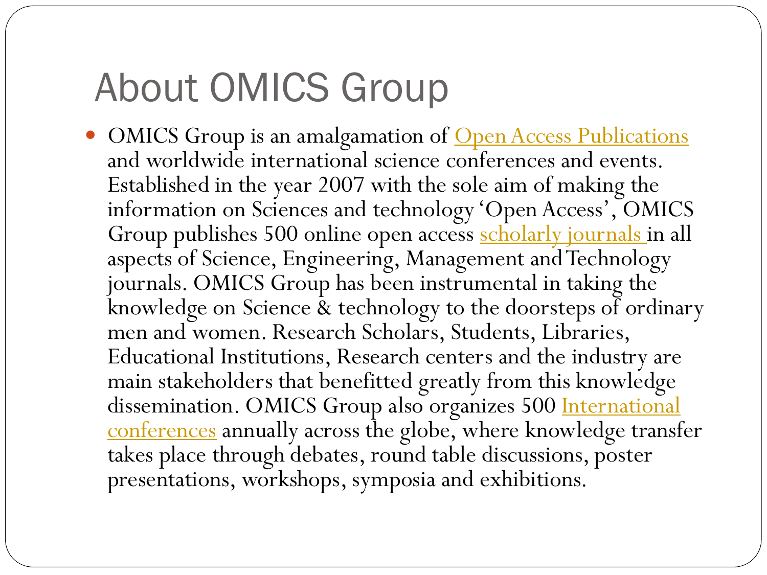# About OMICS Group

- OMICS Group is an amalgamation of Open Access Publications and worldwide international science conferences and events. Established in the year 2007 with the sole aim of making the information on Sciences and technology 'Open Access', OMICS Group publishes 500 online open access scholarly journals in all aspects of Science, Engineering, Management and Technology journals. OMICS Group has been instrumental in taking the knowledge on Science & technology to the doorsteps of ordinary men and women. Research Scholars, Students, Libraries, Educational Institutions, Research centers and the industry are main stakeholders that benefitted greatly from this knowledge dissemination. OMICS Group also organizes 500 International conferences annually across the globe, where knowledge transfer takes place through debates, round table discussions, poster presentations, workshops, symposia and exhibitions.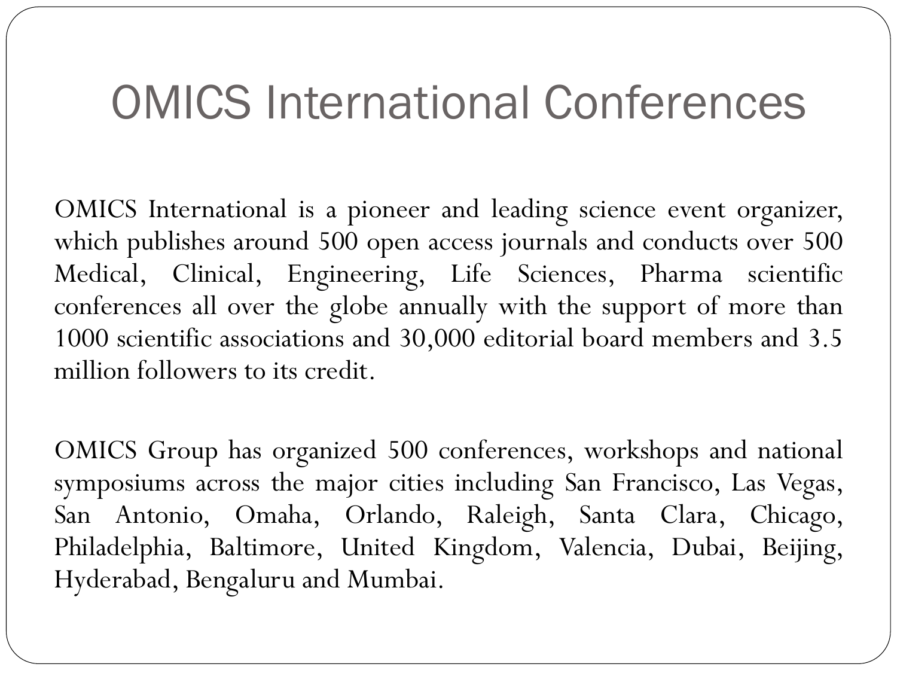# OMICS International Conferences

OMICS International is a pioneer and leading science event organizer, which publishes around 500 open access journals and conducts over 500 Medical, Clinical, Engineering, Life Sciences, Pharma scientific conferences all over the globe annually with the support of more than 1000 scientific associations and 30,000 editorial board members and 3.5 million followers to its credit.

OMICS Group has organized 500 conferences, workshops and national symposiums across the major cities including San Francisco, Las Vegas, San Antonio, Omaha, Orlando, Raleigh, Santa Clara, Chicago, Philadelphia, Baltimore, United Kingdom, Valencia, Dubai, Beijing, Hyderabad, Bengaluru and Mumbai.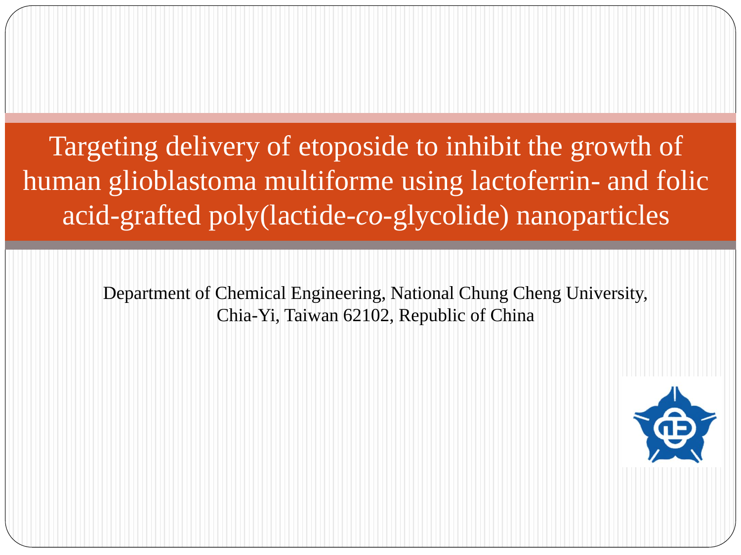# Targeting delivery of etoposide to inhibit the growth of human glioblastoma multiforme using lactoferrin- and folic acid-grafted poly(lactide-*co*-glycolide) nanoparticles

Department of Chemical Engineering, National Chung Cheng University, Chia-Yi, Taiwan 62102, Republic of China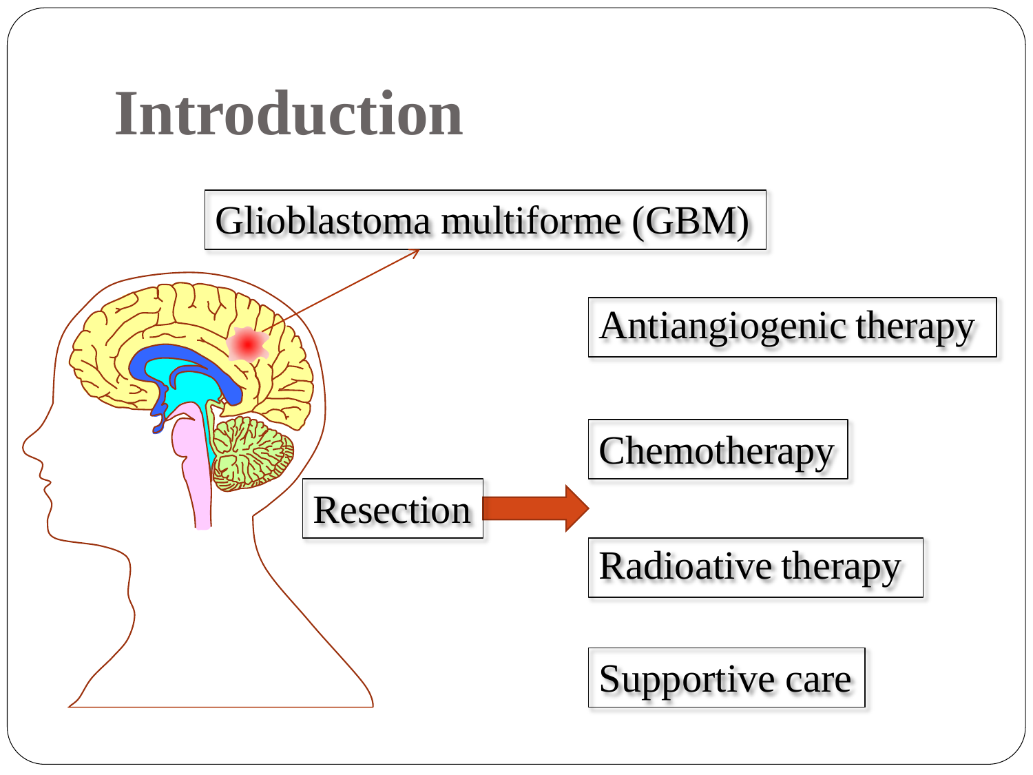# Introduction

Glioblastoma multiforme (GBM)

Resection

- Antiangiogenic therapy
- Chemotherapy
- Radioative therapy
- Supportive care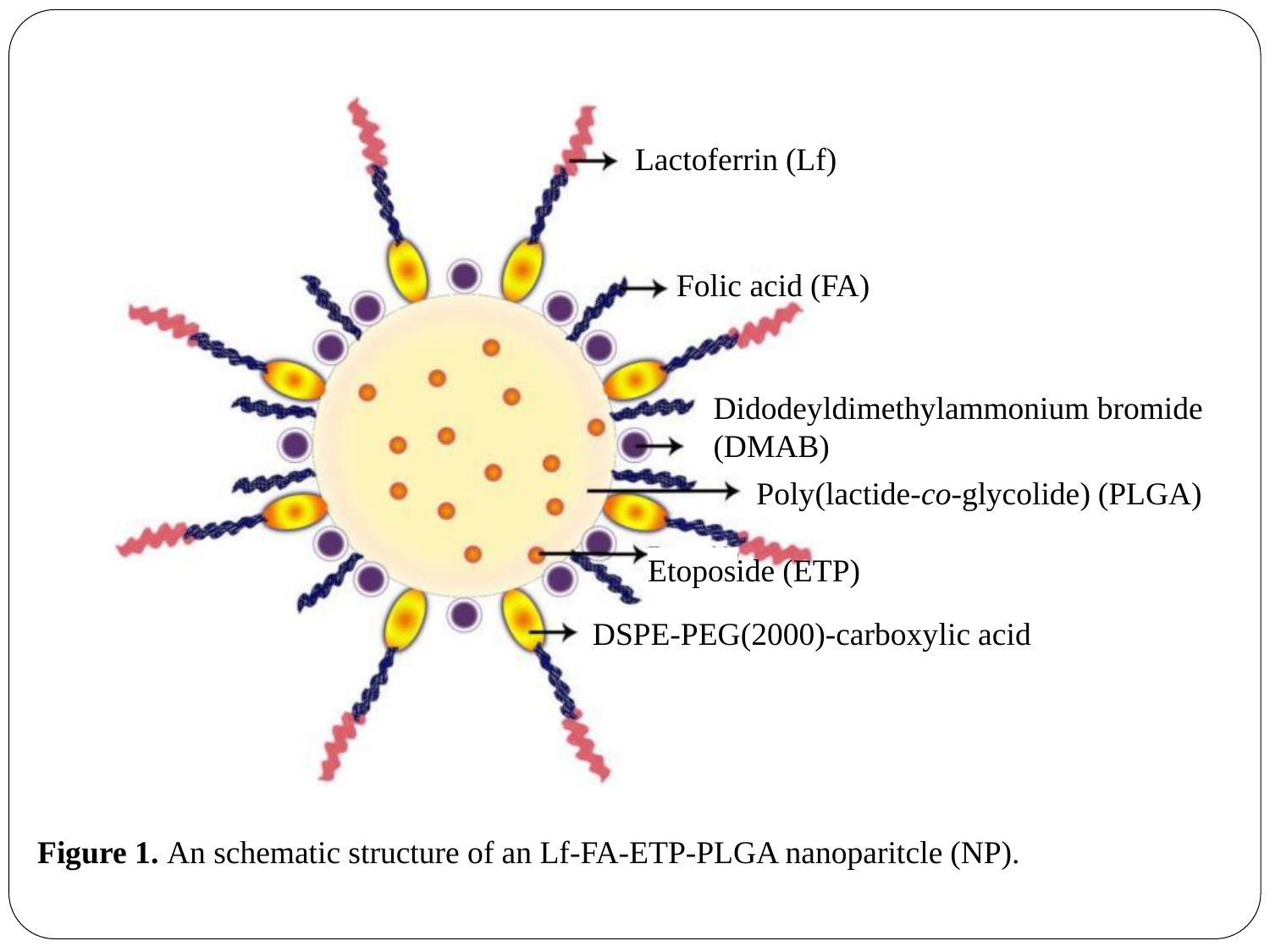Lactoferrin (Lf)

Folic acid (FA)

Didodeyldimethylammonium bromide (DMAB)

Poly(lactide-*co*-glycolide) (PLGA)

Etoposide (ETP)

DSPE-PEG(2000)-carboxylic acid

**Figure 1.** An schematic structure of an Lf-FA-ETP-PLGA nanoparitcle (NP).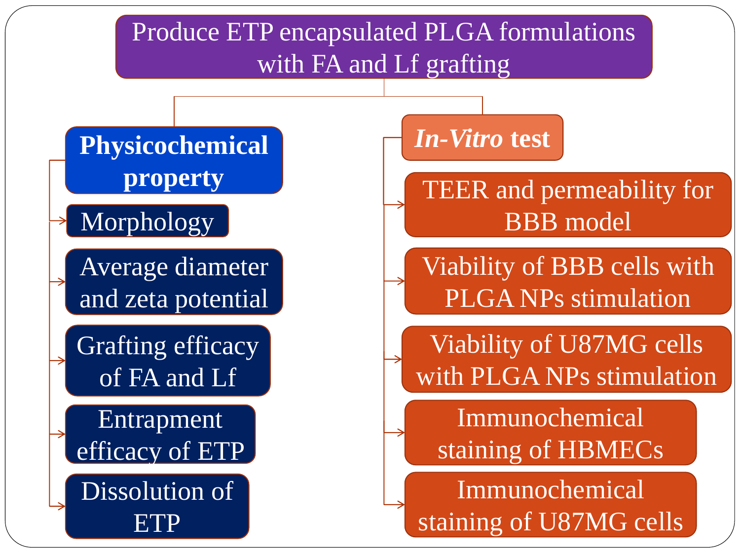# Produce ETP encapsulated PLGA formulations with FA and Lf grafting

## **Physicochemical property**

- Morphology
- Average diameter and zeta potential
- Grafting efficacy of FA and Lf
- Entrapment efficacy of ETP
- Dissolution of ETP

## ***In-Vitro* test**

- TEER and permeability for BBB model
- Viability of BBB cells with PLGA NPs stimulation
- Viability of U87MG cells with PLGA NPs stimulation
- Immunochemical staining of HBMECs
- Immunochemical staining of U87MG cells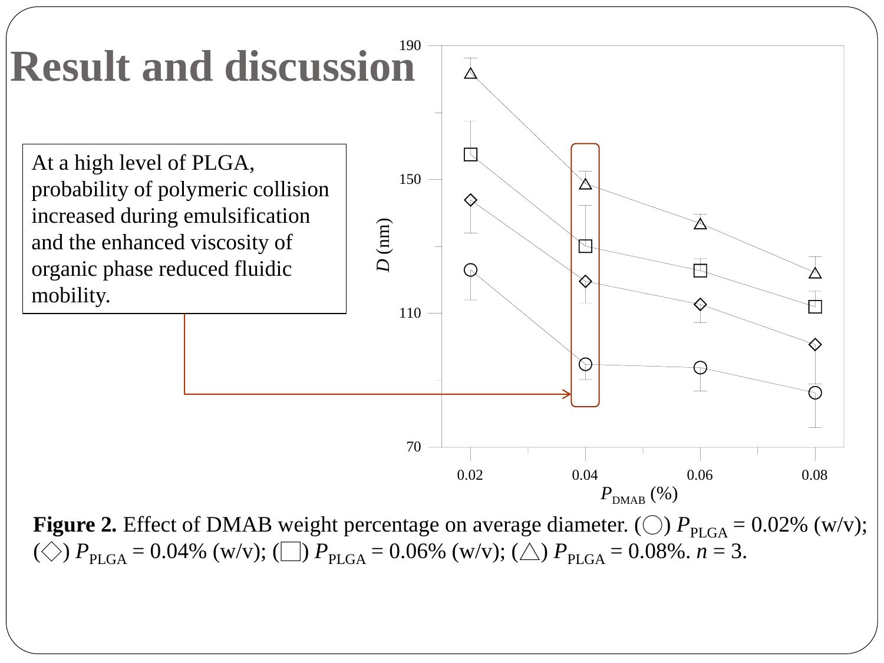# Result and discussion

At a high level of PLGA, probability of polymeric collision increased during emulsification and the enhanced viscosity of organic phase reduced fluidic mobility.

**Figure 2.** Effect of DMAB weight percentage on average diameter. (◯) $P_{PLGA}$ = 0.02% (w/v); (◇) $P_{PLGA}$ = 0.04% (w/v); (□) $P_{PLGA}$ = 0.06% (w/v); (△) $P_{PLGA}$ = 0.08%. $n$ = 3.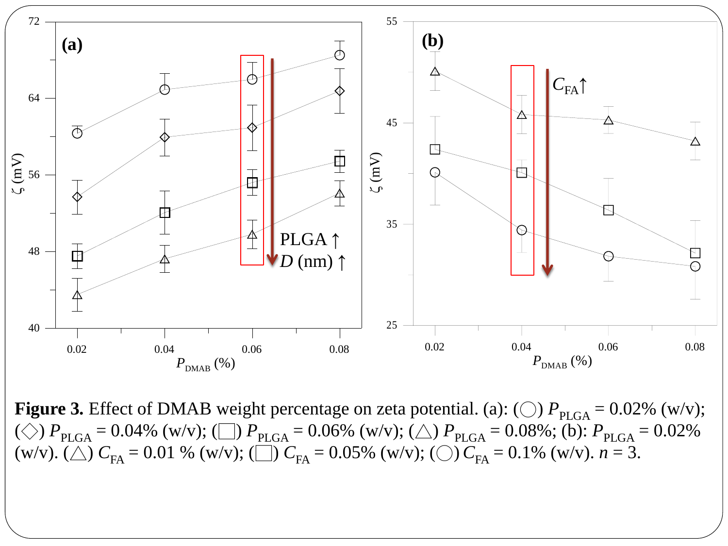**Figure 3.** Effect of DMAB weight percentage on zeta potential. (a): (◯) $P_{PLGA}$ = 0.02% (w/v); (◇) $P_{PLGA}$ = 0.04% (w/v); (□) $P_{PLGA}$ = 0.06% (w/v); (△) $P_{PLGA}$ = 0.08%; (b): $P_{PLGA}$ = 0.02% (w/v). (△) $C_{FA}$ = 0.01 % (w/v); (□) $C_{FA}$ = 0.05% (w/v); (◯) $C_{FA}$ = 0.1% (w/v). $n$ = 3.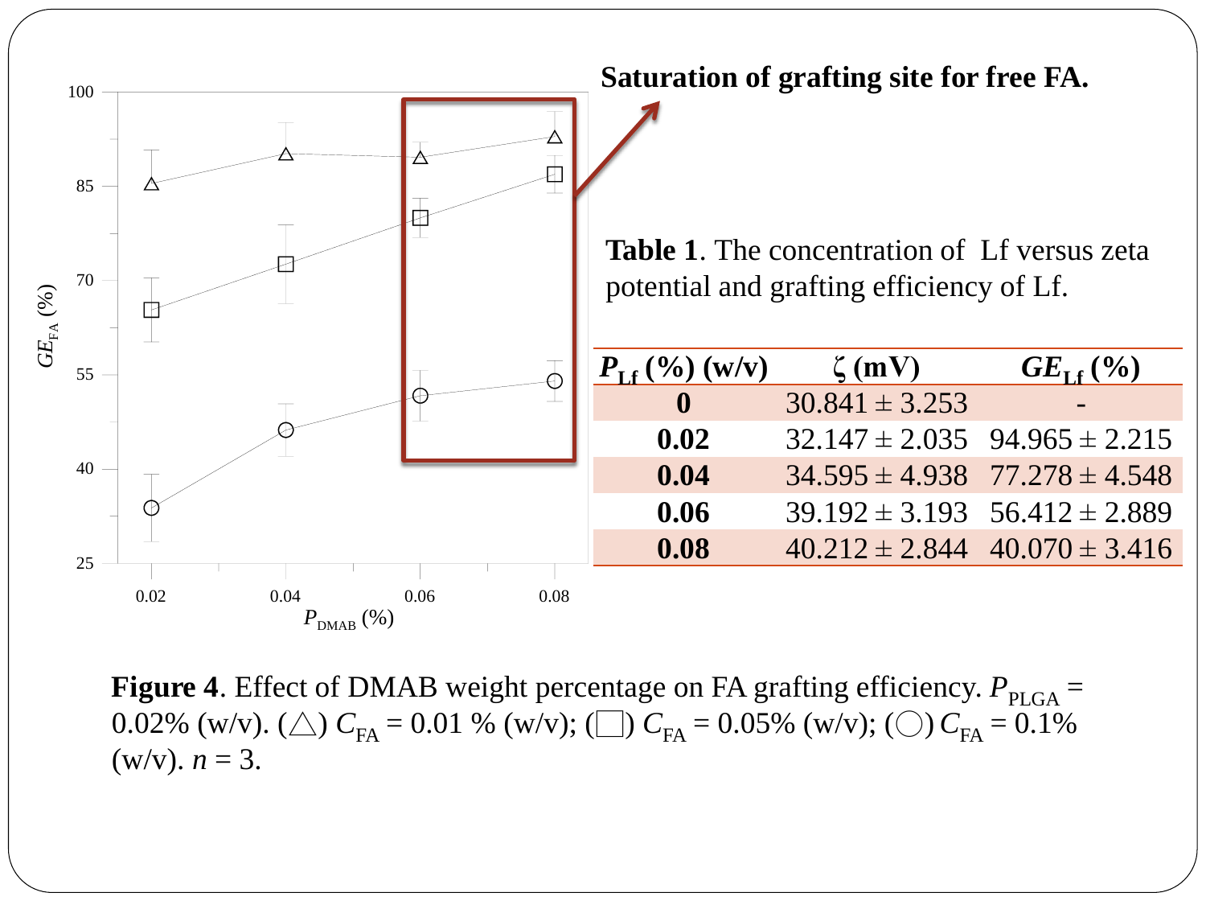Saturation of grafting site for free FA.

**Table 1**. The concentration of Lf versus zeta potential and grafting efficiency of Lf.

| $P_{Lf}$ (%) (w/v) | ζ (mV) | $GE_{Lf}$ (%) |
|---|---|---|
| **0** | 30.841 ± 3.253 | - |
| **0.02** | 32.147 ± 2.035 | 94.965 ± 2.215 |
| **0.04** | 34.595 ± 4.938 | 77.278 ± 4.548 |
| **0.06** | 39.192 ± 3.193 | 56.412 ± 2.889 |
| **0.08** | 40.212 ± 2.844 | 40.070 ± 3.416 |

**Figure 4**. Effect of DMAB weight percentage on FA grafting efficiency. $P_{PLGA}$ = 0.02% (w/v). (△) $C_{FA}$ = 0.01 % (w/v); (□) $C_{FA}$ = 0.05% (w/v); (○) $C_{FA}$ = 0.1% (w/v). $n$ = 3.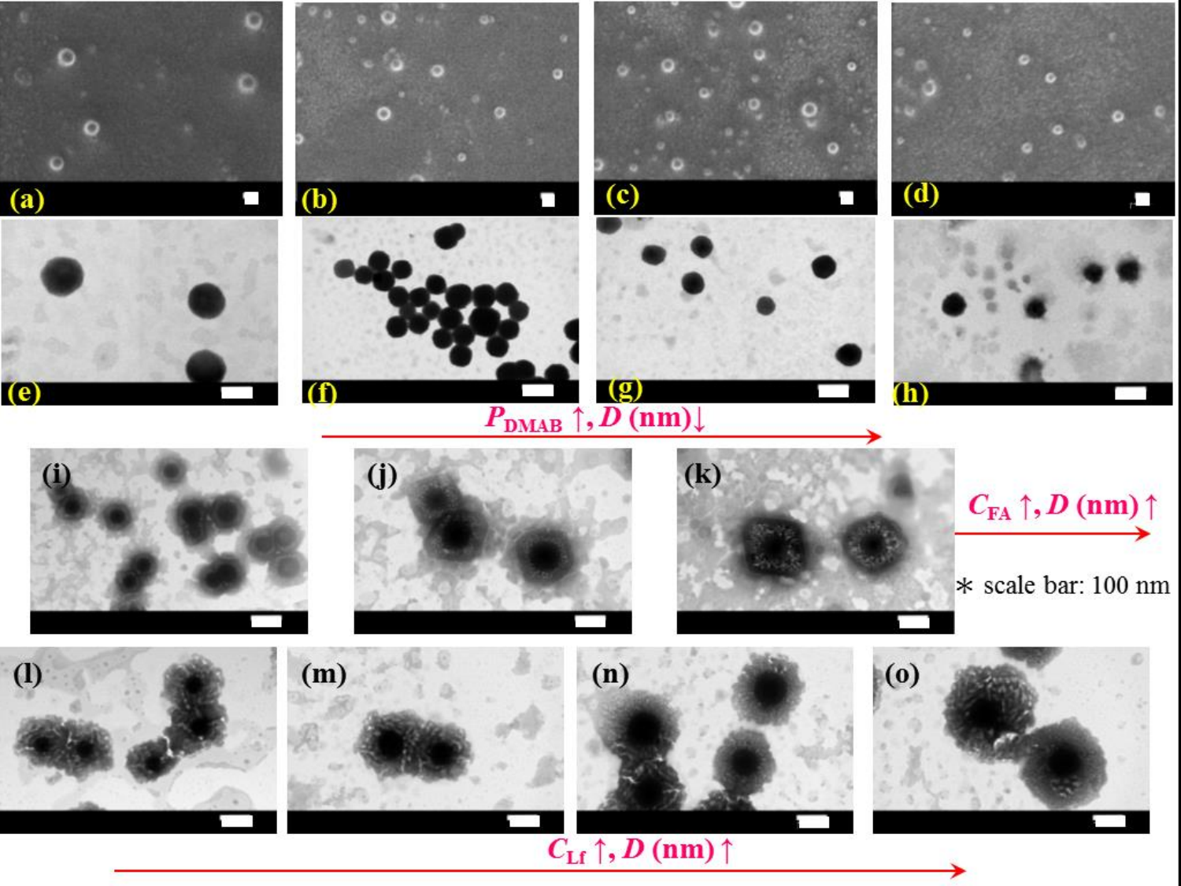(a) (b) (c) (d)

(e) (f) (g) (h)

$P_{DMAB}$ ↑, $D$ (nm)↓

(i) (j) (k)

$C_{FA}$ ↑, $D$ (nm) ↑

* scale bar: 100 nm

(l) (m) (n) (o)

$C_{Lf}$ ↑, $D$ (nm) ↑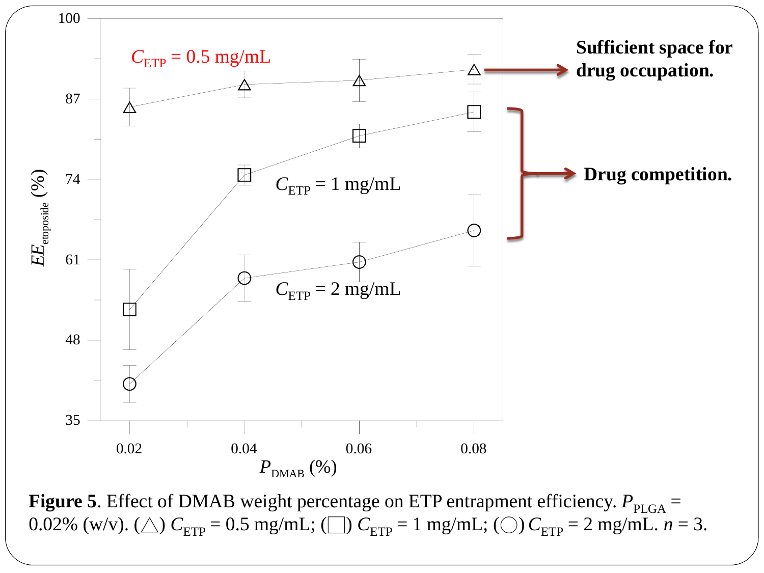**Figure 5**. Effect of DMAB weight percentage on ETP entrapment efficiency. $P_{PLGA}$ = 0.02% (w/v). (△) $C_{ETP}$ = 0.5 mg/mL; (□) $C_{ETP}$ = 1 mg/mL; (○) $C_{ETP}$ = 2 mg/mL. $n$ = 3.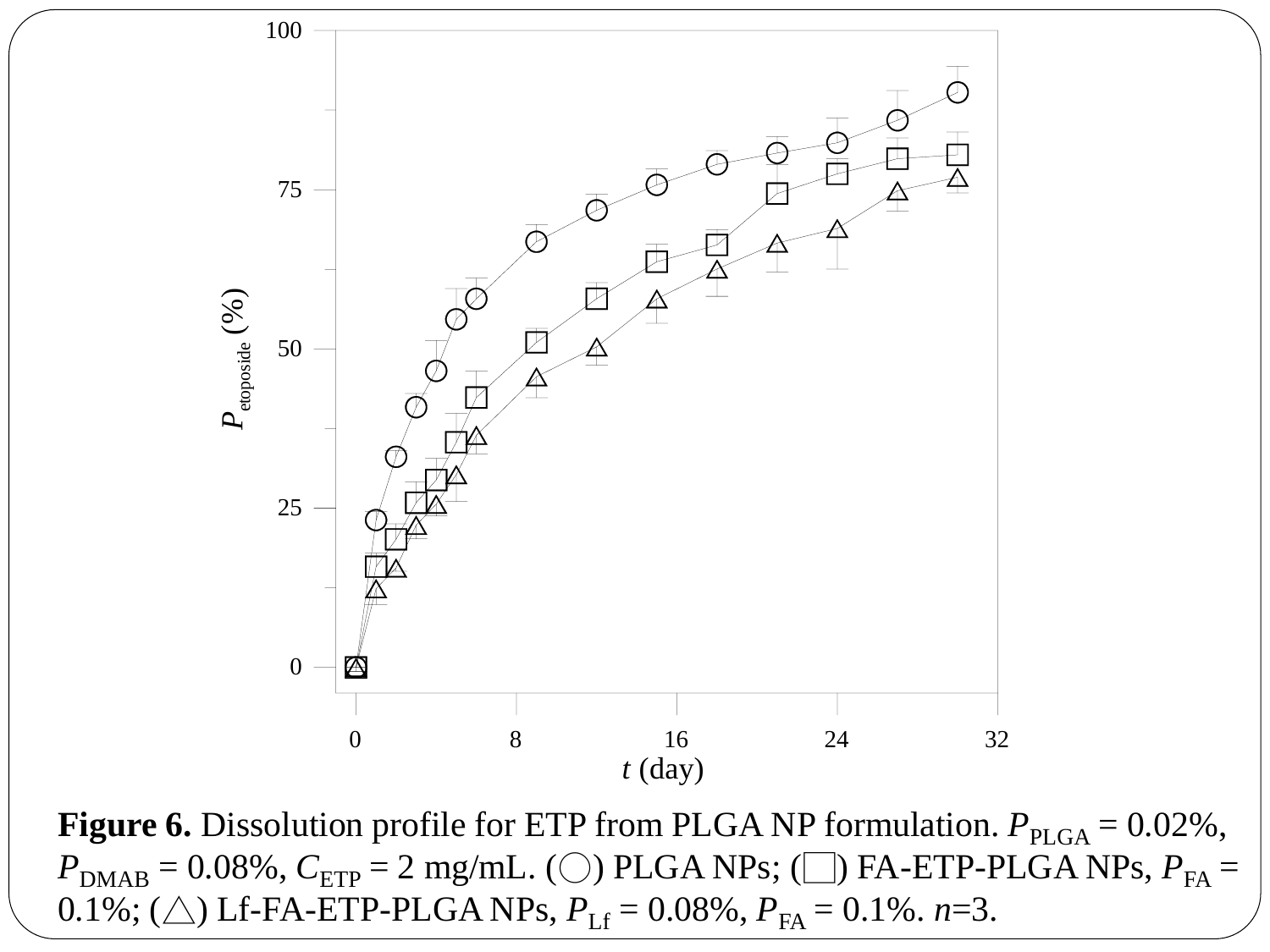**Figure 6.** Dissolution profile for ETP from PLGA NP formulation. $P_{PLGA}$ = 0.02%, $P_{DMAB}$ = 0.08%, $C_{ETP}$ = 2 mg/mL. (○) PLGA NPs; (□) FA-ETP-PLGA NPs, $P_{FA}$ = 0.1%; (△) Lf-FA-ETP-PLGA NPs, $P_{Lf}$ = 0.08%, $P_{FA}$ = 0.1%. $n$=3.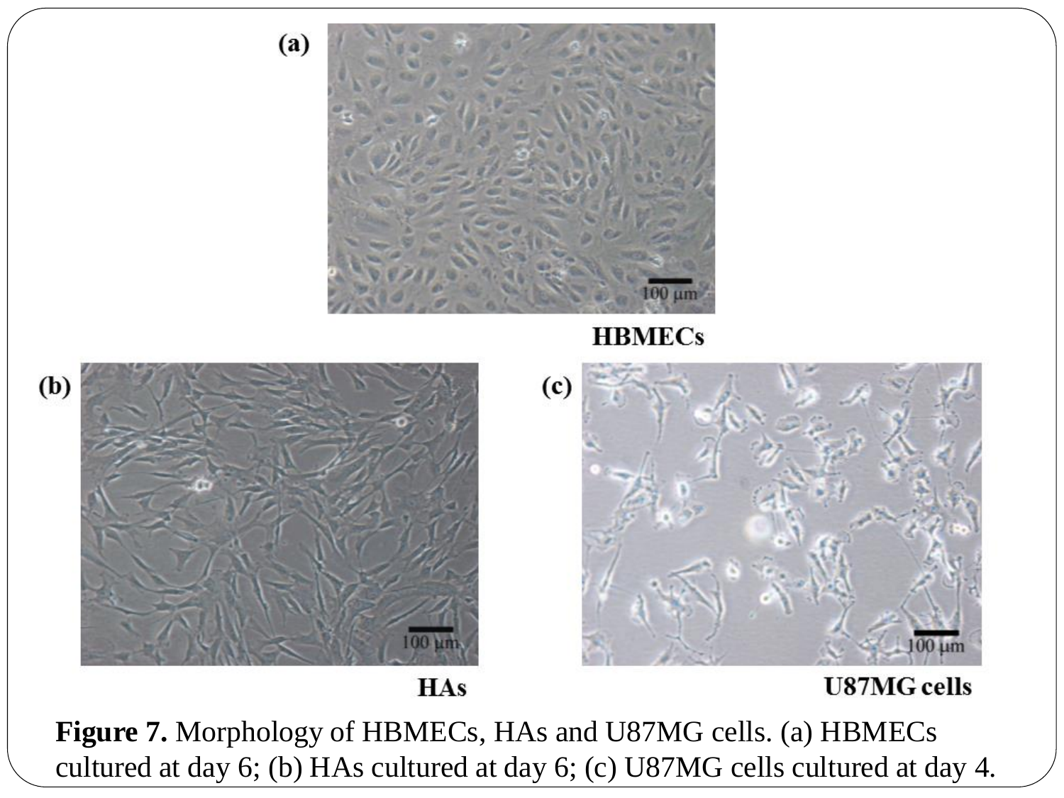**Figure 7.** Morphology of HBMECs, HAs and U87MG cells. (a) HBMECs cultured at day 6; (b) HAs cultured at day 6; (c) U87MG cells cultured at day 4.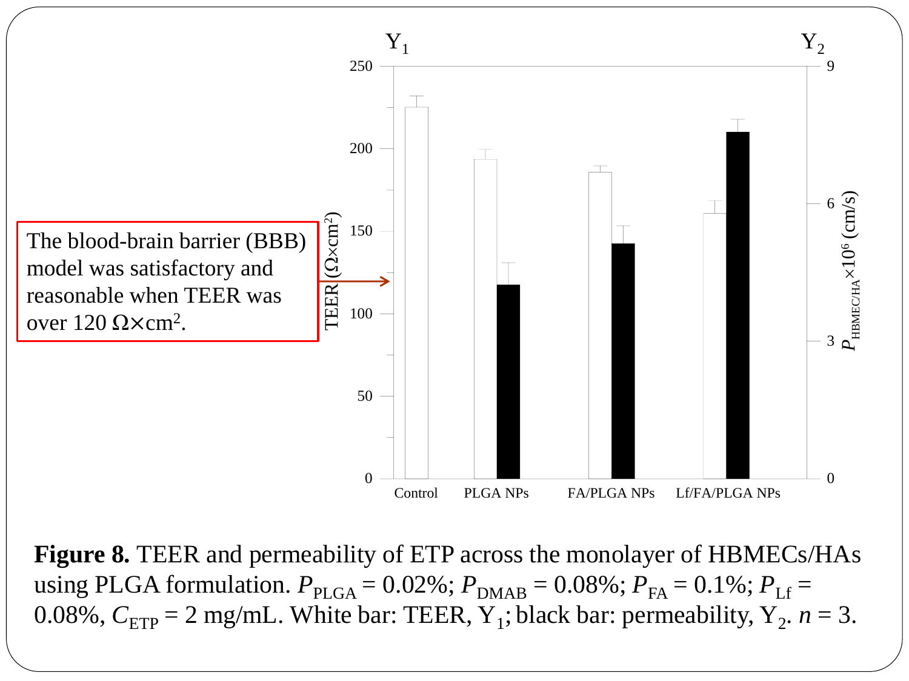The blood-brain barrier (BBB) model was satisfactory and reasonable when TEER was over 120 $\Omega\times cm^2$.

**Figure 8.** TEER and permeability of ETP across the monolayer of HBMECs/HAs using PLGA formulation. $P_{PLGA}$ = 0.02%; $P_{DMAB}$ = 0.08%; $P_{FA}$ = 0.1%; $P_{Lf}$ = 0.08%, $C_{ETP}$ = 2 mg/mL. White bar: TEER, $Y_1$; black bar: permeability, $Y_2$. $n$ = 3.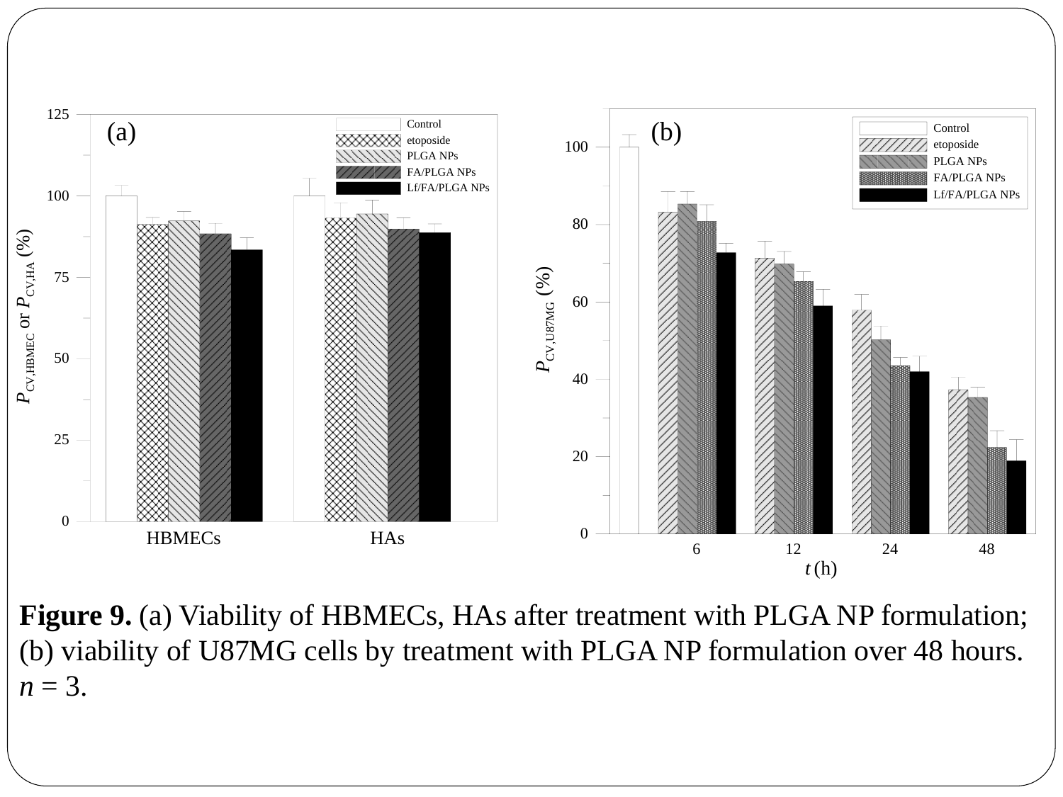**Figure 9.** (a) Viability of HBMECs, HAs after treatment with PLGA NP formulation; (b) viability of U87MG cells by treatment with PLGA NP formulation over 48 hours. *n* = 3.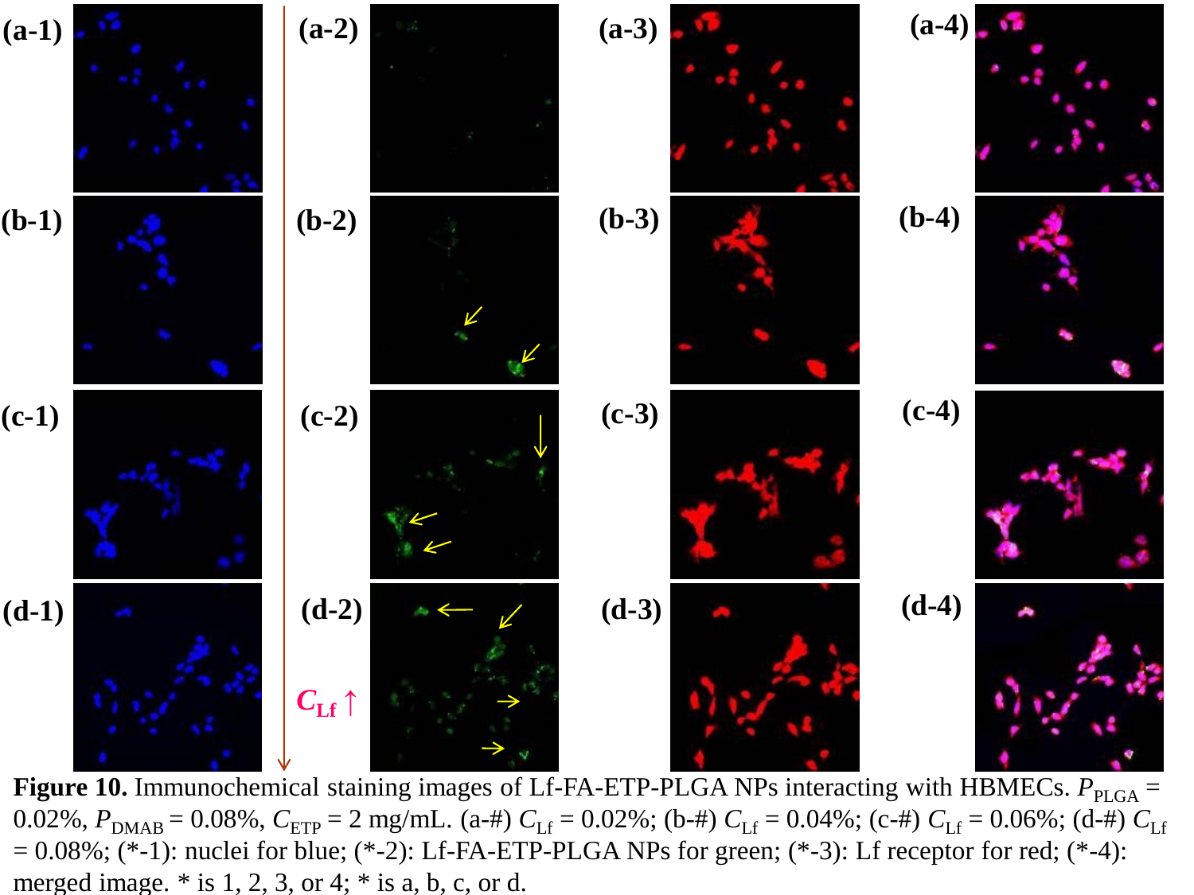**Figure 10.** Immunochemical staining images of Lf-FA-ETP-PLGA NPs interacting with HBMECs. $P_{PLGA}$ = 0.02%, $P_{DMAB}$ = 0.08%, $C_{ETP}$ = 2 mg/mL. (a-#) $C_{Lf}$ = 0.02%; (b-#) $C_{Lf}$ = 0.04%; (c-#) $C_{Lf}$ = 0.06%; (d-#) $C_{Lf}$ = 0.08%; (*-1): nuclei for blue; (*-2): Lf-FA-ETP-PLGA NPs for green; (*-3): Lf receptor for red; (*-4): merged image. * is 1, 2, 3, or 4; * is a, b, c, or d.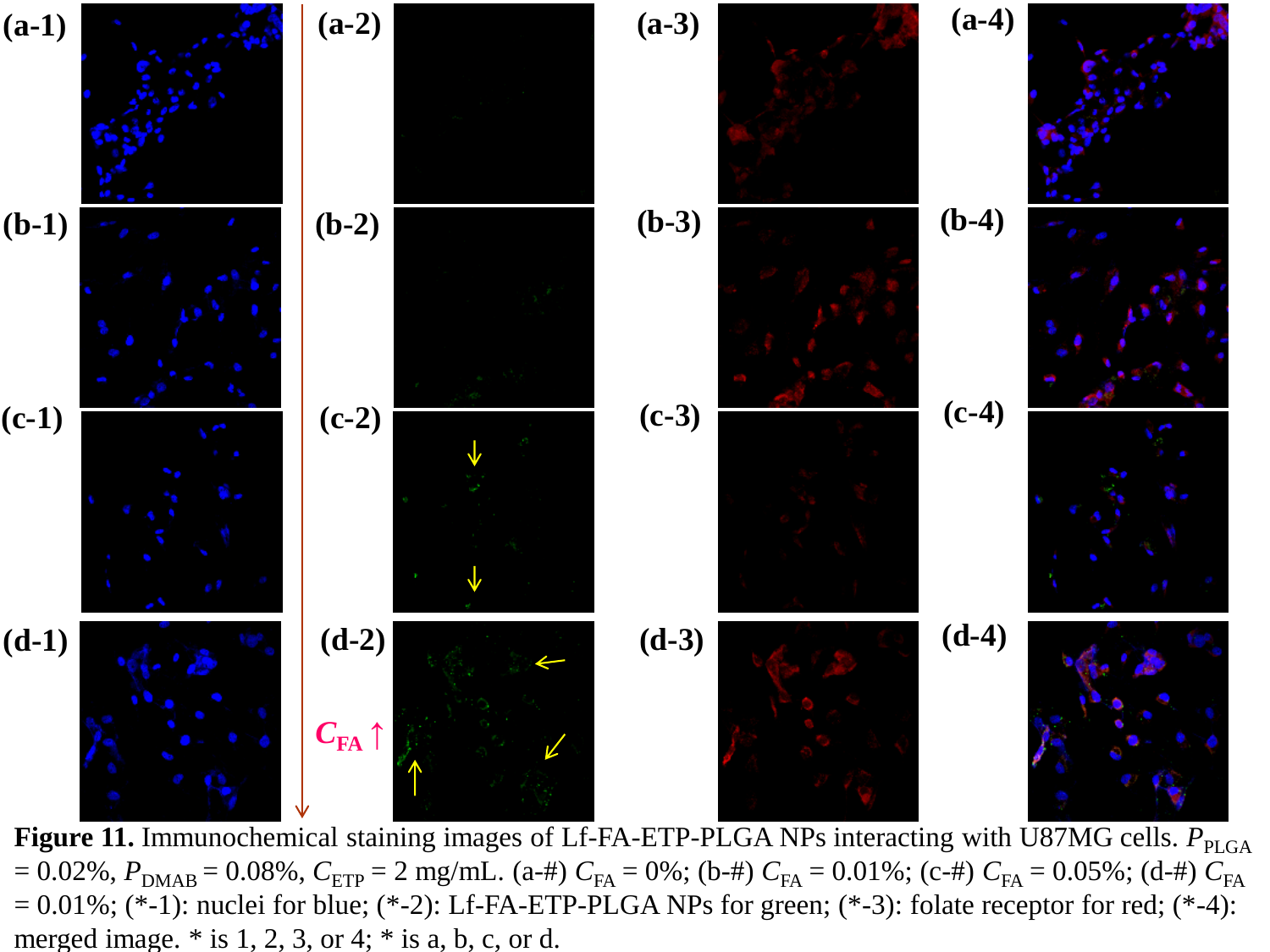**Figure 11.** Immunochemical staining images of Lf-FA-ETP-PLGA NPs interacting with U87MG cells. $P_{PLGA}$ = 0.02%, $P_{DMAB}$ = 0.08%, $C_{ETP}$ = 2 mg/mL. (a-#) $C_{FA}$ = 0%; (b-#) $C_{FA}$ = 0.01%; (c-#) $C_{FA}$ = 0.05%; (d-#) $C_{FA}$ = 0.01%; (*-1): nuclei for blue; (*-2): Lf-FA-ETP-PLGA NPs for green; (*-3): folate receptor for red; (*-4): merged image. * is 1, 2, 3, or 4; * is a, b, c, or d.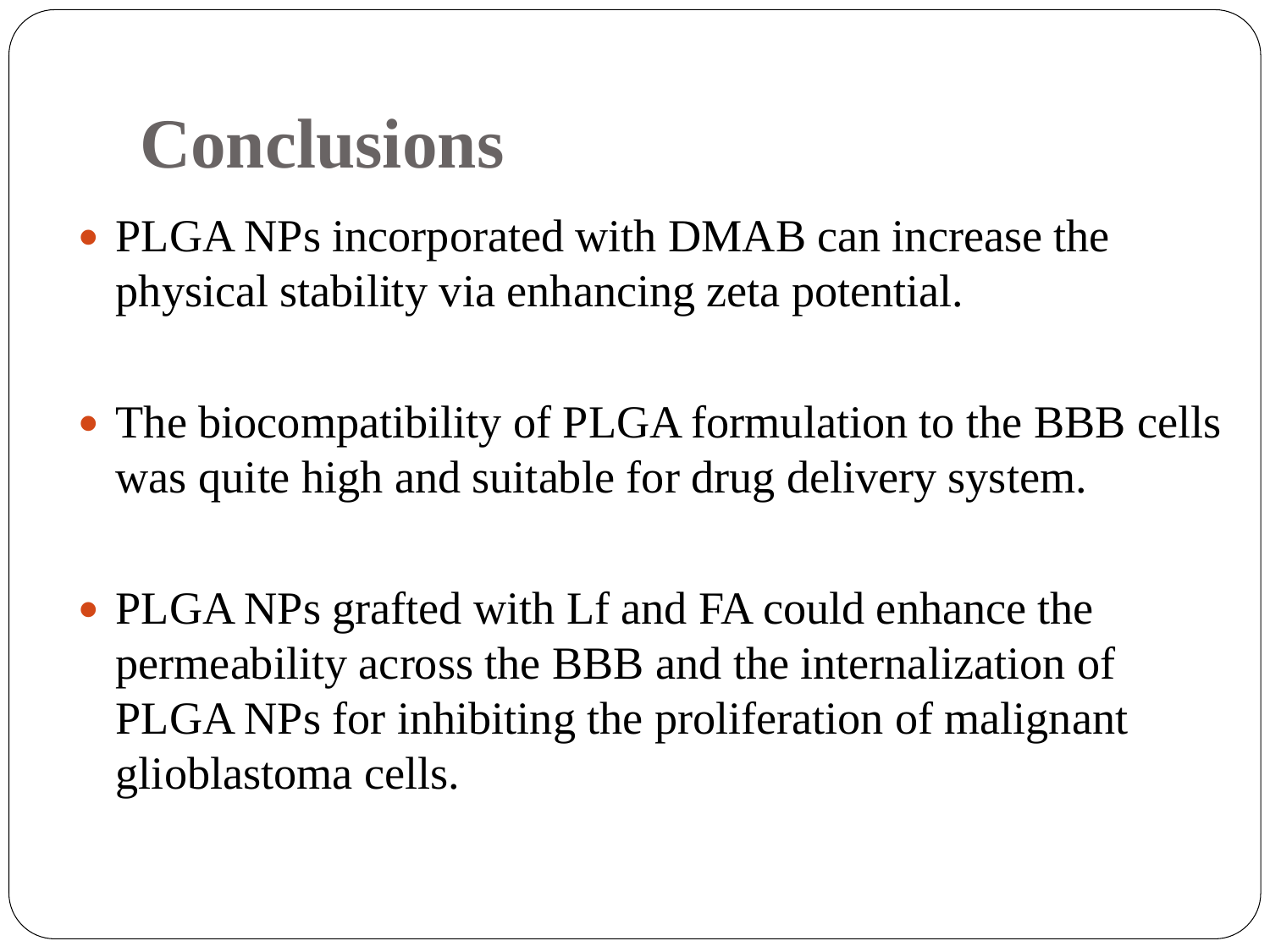# Conclusions

- PLGA NPs incorporated with DMAB can increase the physical stability via enhancing zeta potential.

- The biocompatibility of PLGA formulation to the BBB cells was quite high and suitable for drug delivery system.

- PLGA NPs grafted with Lf and FA could enhance the permeability across the BBB and the internalization of PLGA NPs for inhibiting the proliferation of malignant glioblastoma cells.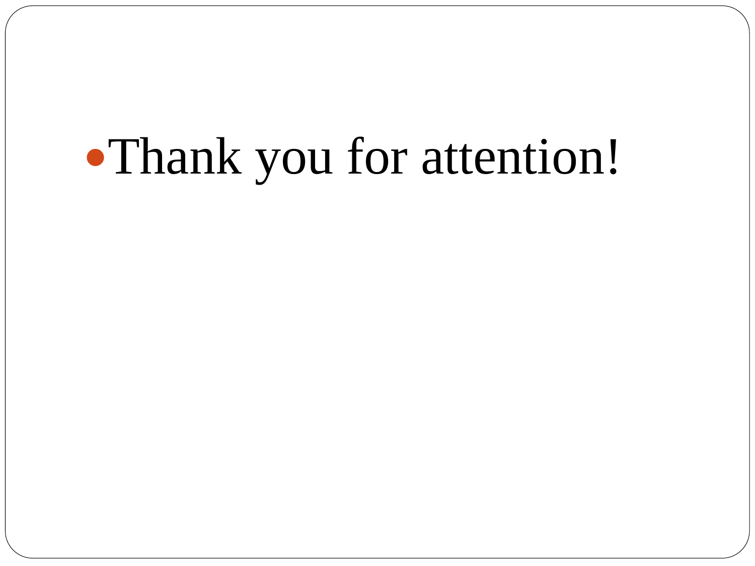- Thank you for attention!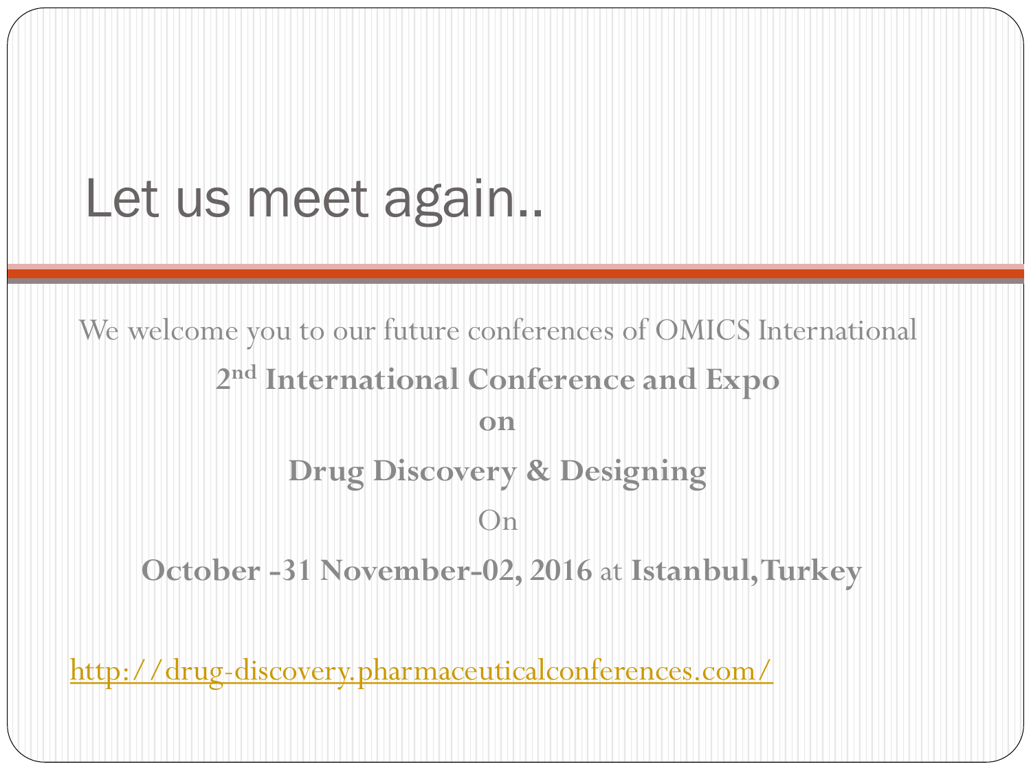# Let us meet again..

We welcome you to our future conferences of OMICS International

**2nd International Conference and Expo**

**on**

**Drug Discovery & Designing**

On

**October -31 November-02, 2016** at **Istanbul,Turkey**

http://drug-discovery.pharmaceuticalconferences.com/